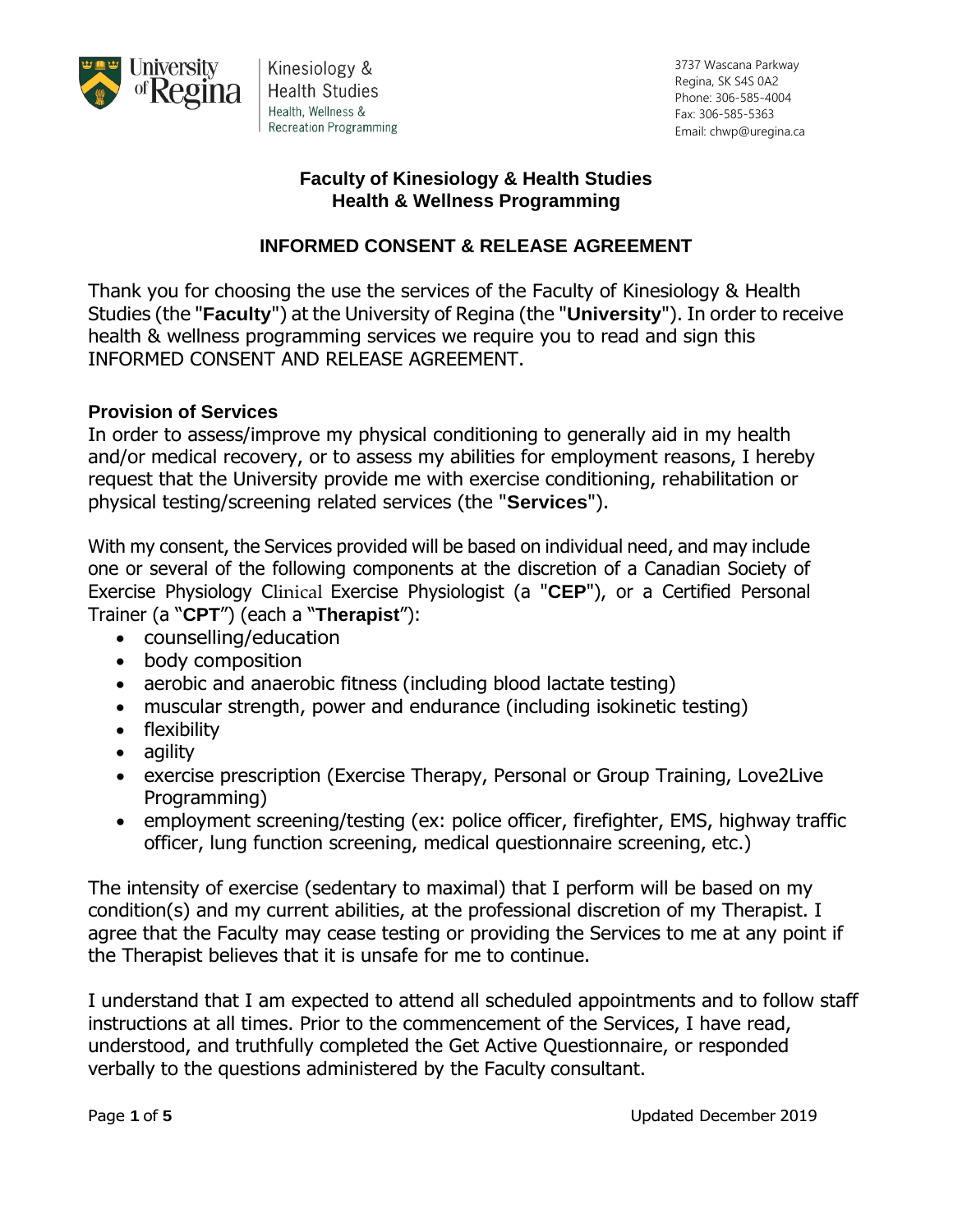University of Regina | Kinesiology & Health Studies
Health, Wellness & Recreation Programming

3737 Wascana Parkway
Regina, SK S4S 0A2
Phone: 306-585-4004
Fax: 306-585-5363
Email: chwp@uregina.ca

# Faculty of Kinesiology & Health Studies
# Health & Wellness Programming

## INFORMED CONSENT & RELEASE AGREEMENT

Thank you for choosing the use the services of the Faculty of Kinesiology & Health Studies (the "**Faculty**") at the University of Regina (the "**University**"). In order to receive health & wellness programming services we require you to read and sign this INFORMED CONSENT AND RELEASE AGREEMENT.

### Provision of Services

In order to assess/improve my physical conditioning to generally aid in my health and/or medical recovery, or to assess my abilities for employment reasons, I hereby request that the University provide me with exercise conditioning, rehabilitation or physical testing/screening related services (the "**Services**").

With my consent, the Services provided will be based on individual need, and may include one or several of the following components at the discretion of a Canadian Society of Exercise Physiology Clinical Exercise Physiologist (a "**CEP**"), or a Certified Personal Trainer (a "**CPT**") (each a "**Therapist**"):

- counselling/education
- body composition
- aerobic and anaerobic fitness (including blood lactate testing)
- muscular strength, power and endurance (including isokinetic testing)
- flexibility
- agility
- exercise prescription (Exercise Therapy, Personal or Group Training, Love2Live Programming)
- employment screening/testing (ex: police officer, firefighter, EMS, highway traffic officer, lung function screening, medical questionnaire screening, etc.)

The intensity of exercise (sedentary to maximal) that I perform will be based on my condition(s) and my current abilities, at the professional discretion of my Therapist. I agree that the Faculty may cease testing or providing the Services to me at any point if the Therapist believes that it is unsafe for me to continue.

I understand that I am expected to attend all scheduled appointments and to follow staff instructions at all times. Prior to the commencement of the Services, I have read, understood, and truthfully completed the Get Active Questionnaire, or responded verbally to the questions administered by the Faculty consultant.

Updated December 2019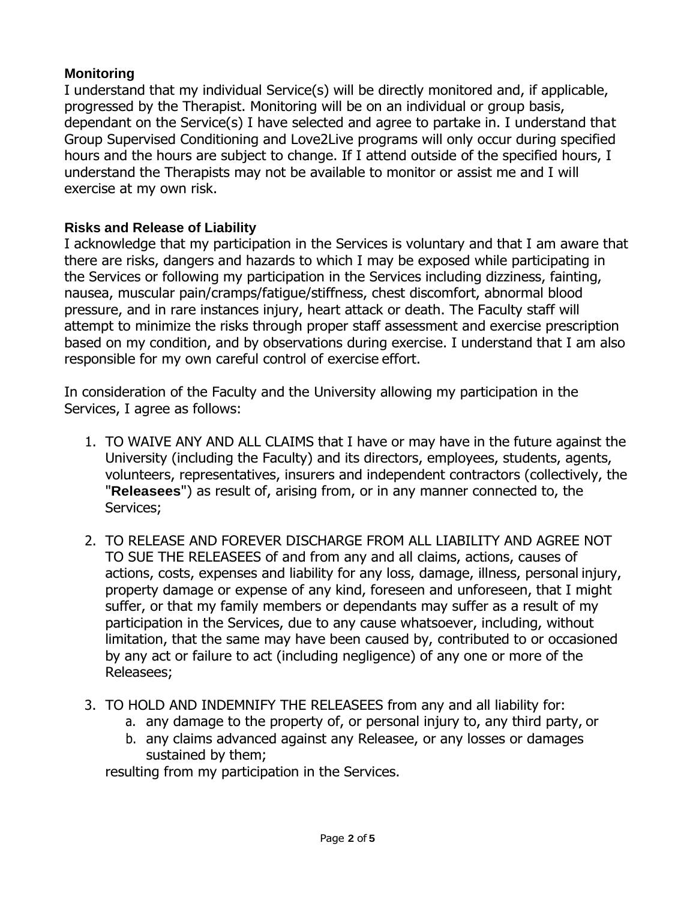**Monitoring**

I understand that my individual Service(s) will be directly monitored and, if applicable, progressed by the Therapist. Monitoring will be on an individual or group basis, dependant on the Service(s) I have selected and agree to partake in. I understand that Group Supervised Conditioning and Love2Live programs will only occur during specified hours and the hours are subject to change. If I attend outside of the specified hours, I understand the Therapists may not be available to monitor or assist me and I will exercise at my own risk.

**Risks and Release of Liability**

I acknowledge that my participation in the Services is voluntary and that I am aware that there are risks, dangers and hazards to which I may be exposed while participating in the Services or following my participation in the Services including dizziness, fainting, nausea, muscular pain/cramps/fatigue/stiffness, chest discomfort, abnormal blood pressure, and in rare instances injury, heart attack or death. The Faculty staff will attempt to minimize the risks through proper staff assessment and exercise prescription based on my condition, and by observations during exercise. I understand that I am also responsible for my own careful control of exercise effort.

In consideration of the Faculty and the University allowing my participation in the Services, I agree as follows:

1. TO WAIVE ANY AND ALL CLAIMS that I have or may have in the future against the University (including the Faculty) and its directors, employees, students, agents, volunteers, representatives, insurers and independent contractors (collectively, the "**Releasees**") as result of, arising from, or in any manner connected to, the Services;

2. TO RELEASE AND FOREVER DISCHARGE FROM ALL LIABILITY AND AGREE NOT TO SUE THE RELEASEES of and from any and all claims, actions, causes of actions, costs, expenses and liability for any loss, damage, illness, personal injury, property damage or expense of any kind, foreseen and unforeseen, that I might suffer, or that my family members or dependants may suffer as a result of my participation in the Services, due to any cause whatsoever, including, without limitation, that the same may have been caused by, contributed to or occasioned by any act or failure to act (including negligence) of any one or more of the Releasees;

3. TO HOLD AND INDEMNIFY THE RELEASEES from any and all liability for:
   a. any damage to the property of, or personal injury to, any third party, or
   b. any claims advanced against any Releasee, or any losses or damages sustained by them;

   resulting from my participation in the Services.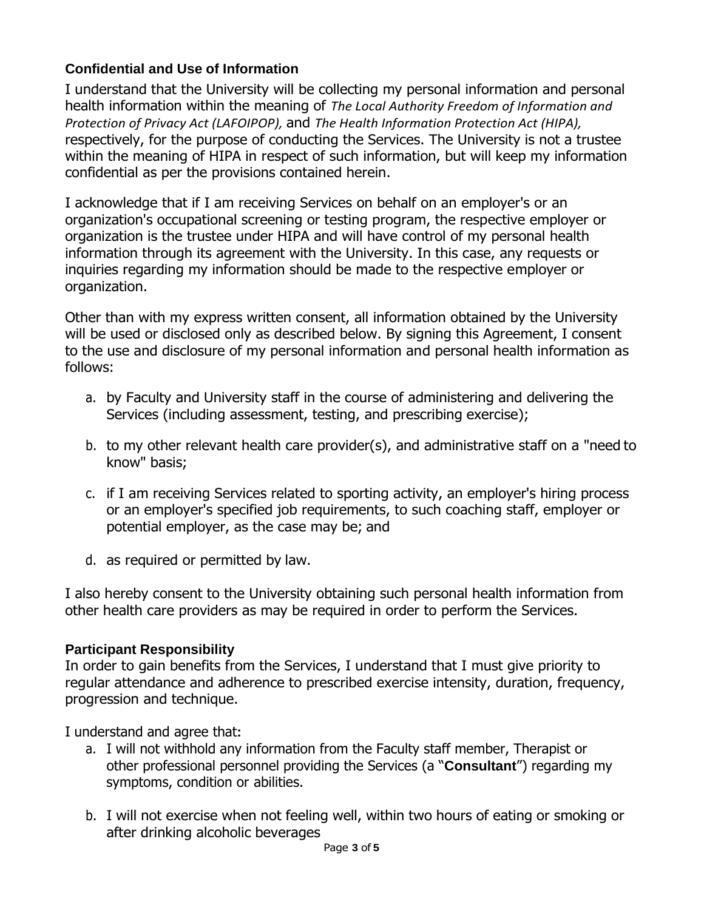### Confidential and Use of Information

I understand that the University will be collecting my personal information and personal health information within the meaning of *The Local Authority Freedom of Information and Protection of Privacy Act (LAFOIPOP),* and *The Health Information Protection Act (HIPA),* respectively, for the purpose of conducting the Services. The University is not a trustee within the meaning of HIPA in respect of such information, but will keep my information confidential as per the provisions contained herein.

I acknowledge that if I am receiving Services on behalf on an employer's or an organization's occupational screening or testing program, the respective employer or organization is the trustee under HIPA and will have control of my personal health information through its agreement with the University. In this case, any requests or inquiries regarding my information should be made to the respective employer or organization.

Other than with my express written consent, all information obtained by the University will be used or disclosed only as described below. By signing this Agreement, I consent to the use and disclosure of my personal information and personal health information as follows:

a. by Faculty and University staff in the course of administering and delivering the Services (including assessment, testing, and prescribing exercise);

b. to my other relevant health care provider(s), and administrative staff on a "need to know" basis;

c. if I am receiving Services related to sporting activity, an employer's hiring process or an employer's specified job requirements, to such coaching staff, employer or potential employer, as the case may be; and

d. as required or permitted by law.

I also hereby consent to the University obtaining such personal health information from other health care providers as may be required in order to perform the Services.

### Participant Responsibility

In order to gain benefits from the Services, I understand that I must give priority to regular attendance and adherence to prescribed exercise intensity, duration, frequency, progression and technique.

I understand and agree that:

a. I will not withhold any information from the Faculty staff member, Therapist or other professional personnel providing the Services (a "**Consultant**") regarding my symptoms, condition or abilities.

b. I will not exercise when not feeling well, within two hours of eating or smoking or after drinking alcoholic beverages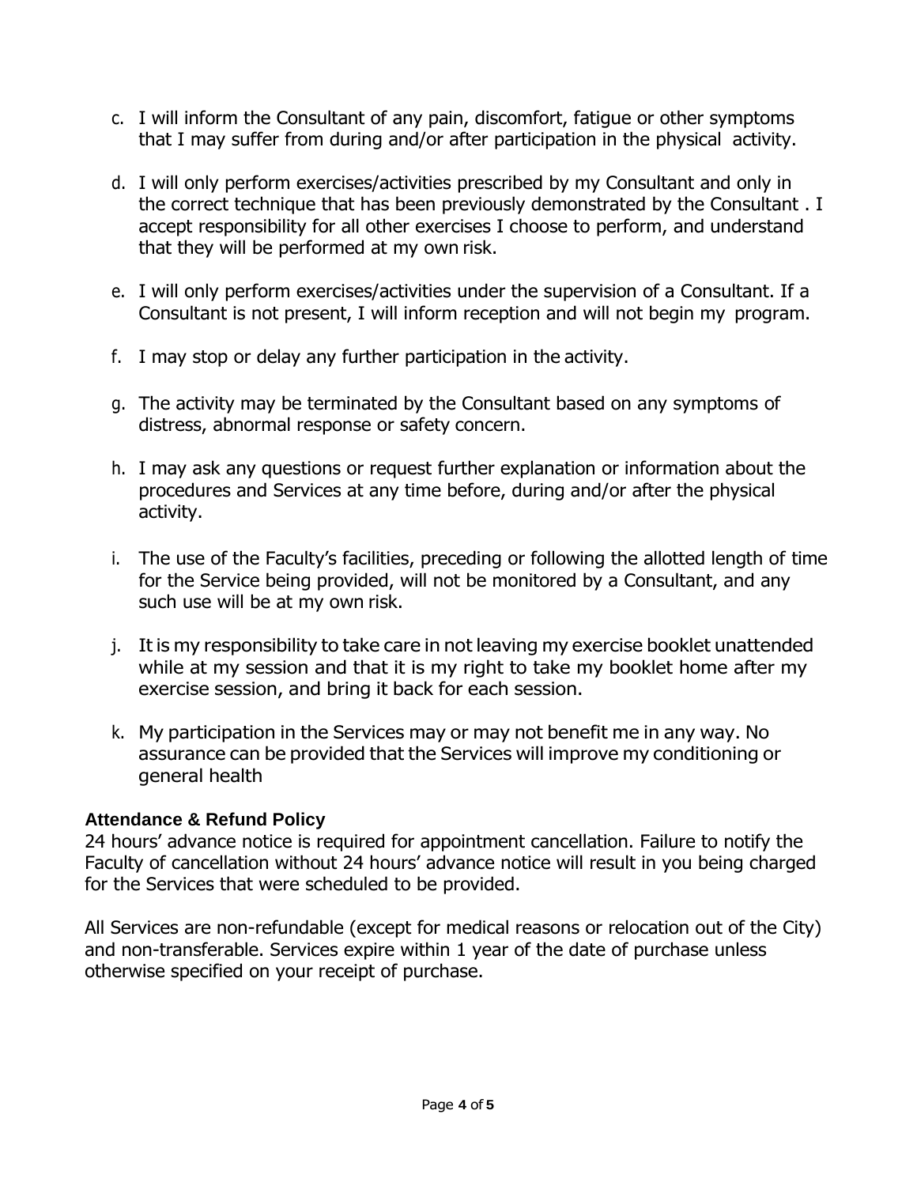c. I will inform the Consultant of any pain, discomfort, fatigue or other symptoms that I may suffer from during and/or after participation in the physical activity.

d. I will only perform exercises/activities prescribed by my Consultant and only in the correct technique that has been previously demonstrated by the Consultant . I accept responsibility for all other exercises I choose to perform, and understand that they will be performed at my own risk.

e. I will only perform exercises/activities under the supervision of a Consultant. If a Consultant is not present, I will inform reception and will not begin my program.

f. I may stop or delay any further participation in the activity.

g. The activity may be terminated by the Consultant based on any symptoms of distress, abnormal response or safety concern.

h. I may ask any questions or request further explanation or information about the procedures and Services at any time before, during and/or after the physical activity.

i. The use of the Faculty's facilities, preceding or following the allotted length of time for the Service being provided, will not be monitored by a Consultant, and any such use will be at my own risk.

j. It is my responsibility to take care in not leaving my exercise booklet unattended while at my session and that it is my right to take my booklet home after my exercise session, and bring it back for each session.

k. My participation in the Services may or may not benefit me in any way. No assurance can be provided that the Services will improve my conditioning or general health

**Attendance & Refund Policy**

24 hours' advance notice is required for appointment cancellation. Failure to notify the Faculty of cancellation without 24 hours' advance notice will result in you being charged for the Services that were scheduled to be provided.

All Services are non-refundable (except for medical reasons or relocation out of the City) and non-transferable. Services expire within 1 year of the date of purchase unless otherwise specified on your receipt of purchase.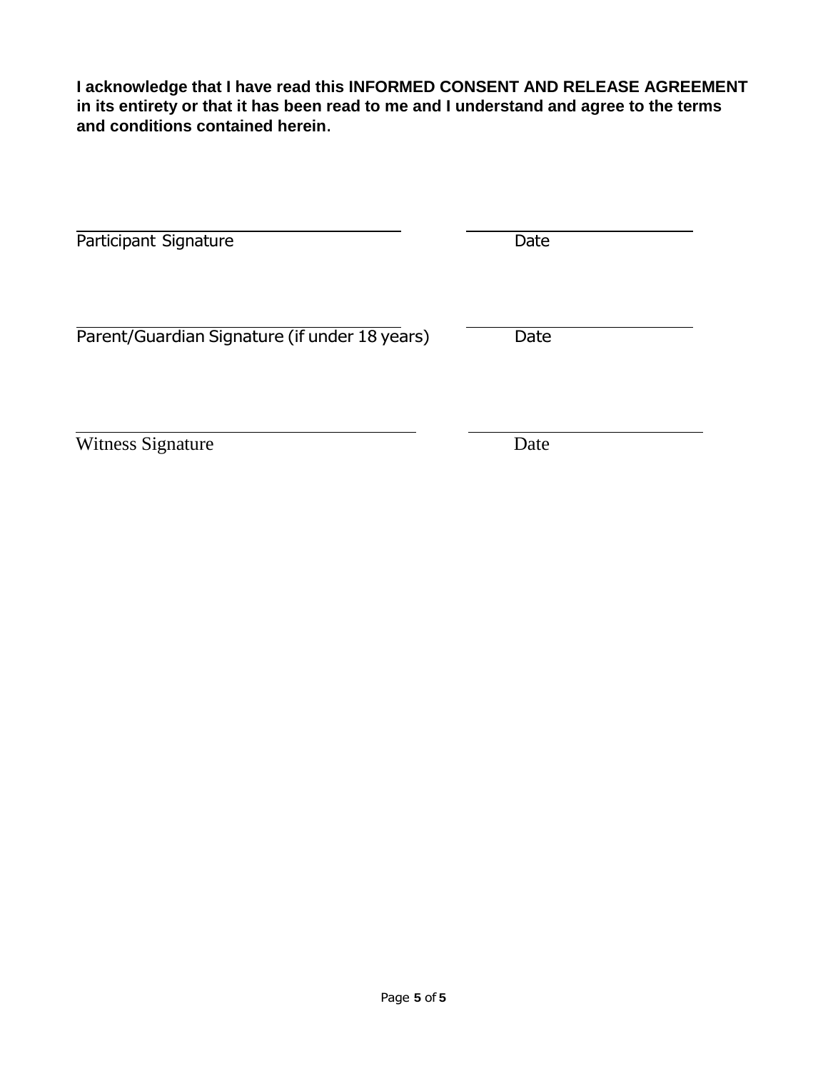**I acknowledge that I have read this INFORMED CONSENT AND RELEASE AGREEMENT in its entirety or that it has been read to me and I understand and agree to the terms and conditions contained herein.**

\_\_\_\_\_\_\_\_\_\_\_\_\_\_\_\_\_\_\_\_\_\_\_\_\_\_\_\_\_\_\_\_\_\_\_\_ \_\_\_\_\_\_\_\_\_\_\_\_\_\_\_\_\_\_\_\_\_\_\_\_\_

Participant Signature Date

\_\_\_\_\_\_\_\_\_\_\_\_\_\_\_\_\_\_\_\_\_\_\_\_\_\_\_\_\_\_\_\_\_\_\_\_ \_\_\_\_\_\_\_\_\_\_\_\_\_\_\_\_\_\_\_\_\_\_\_\_\_

Parent/Guardian Signature (if under 18 years) Date

\_\_\_\_\_\_\_\_\_\_\_\_\_\_\_\_\_\_\_\_\_\_\_\_\_\_\_\_\_\_\_\_\_\_\_\_ \_\_\_\_\_\_\_\_\_\_\_\_\_\_\_\_\_\_\_\_\_\_\_\_\_

Witness Signature Date